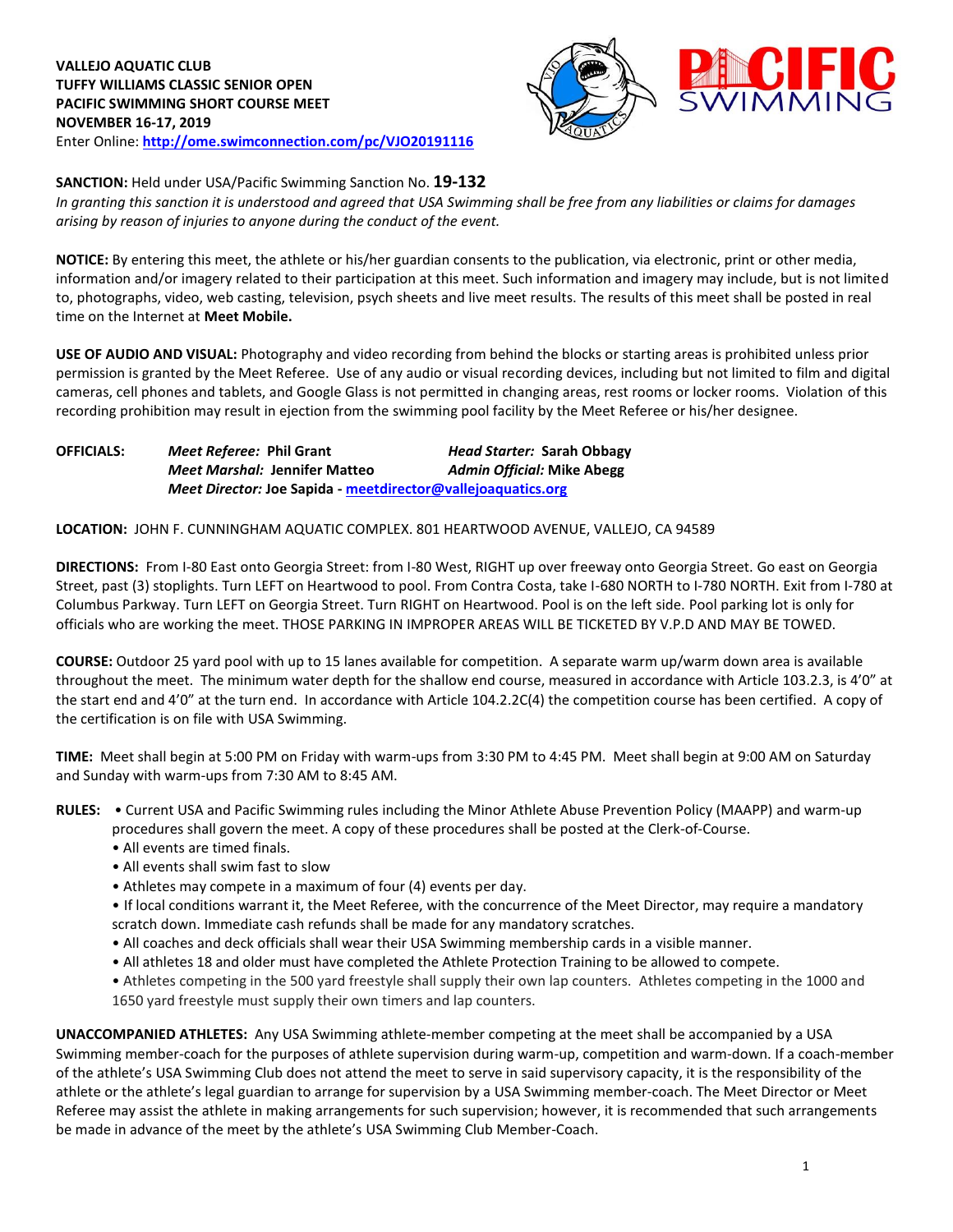**VALLEJO AQUATIC CLUB**
**TUFFY WILLIAMS CLASSIC SENIOR OPEN**
**PACIFIC SWIMMING SHORT COURSE MEET**
**NOVEMBER 16-17, 2019**
Enter Online: **http://ome.swimconnection.com/pc/VJO20191116**

**SANCTION:** Held under USA/Pacific Swimming Sanction No. **19-132**
*In granting this sanction it is understood and agreed that USA Swimming shall be free from any liabilities or claims for damages arising by reason of injuries to anyone during the conduct of the event.*

**NOTICE:** By entering this meet, the athlete or his/her guardian consents to the publication, via electronic, print or other media, information and/or imagery related to their participation at this meet. Such information and imagery may include, but is not limited to, photographs, video, web casting, television, psych sheets and live meet results. The results of this meet shall be posted in real time on the Internet at **Meet Mobile.**

**USE OF AUDIO AND VISUAL:** Photography and video recording from behind the blocks or starting areas is prohibited unless prior permission is granted by the Meet Referee. Use of any audio or visual recording devices, including but not limited to film and digital cameras, cell phones and tablets, and Google Glass is not permitted in changing areas, rest rooms or locker rooms. Violation of this recording prohibition may result in ejection from the swimming pool facility by the Meet Referee or his/her designee.

**OFFICIALS:** *Meet Referee:* **Phil Grant** *Head Starter:* **Sarah Obbagy**
*Meet Marshal:* **Jennifer Matteo** *Admin Official:* **Mike Abegg**
*Meet Director:* **Joe Sapida - meetdirector@vallejoaquatics.org**

**LOCATION:** JOHN F. CUNNINGHAM AQUATIC COMPLEX. 801 HEARTWOOD AVENUE, VALLEJO, CA 94589

**DIRECTIONS:** From I-80 East onto Georgia Street: from I-80 West, RIGHT up over freeway onto Georgia Street. Go east on Georgia Street, past (3) stoplights. Turn LEFT on Heartwood to pool. From Contra Costa, take I-680 NORTH to I-780 NORTH. Exit from I-780 at Columbus Parkway. Turn LEFT on Georgia Street. Turn RIGHT on Heartwood. Pool is on the left side. Pool parking lot is only for officials who are working the meet. THOSE PARKING IN IMPROPER AREAS WILL BE TICKETED BY V.P.D AND MAY BE TOWED.

**COURSE:** Outdoor 25 yard pool with up to 15 lanes available for competition. A separate warm up/warm down area is available throughout the meet. The minimum water depth for the shallow end course, measured in accordance with Article 103.2.3, is 4'0" at the start end and 4'0" at the turn end. In accordance with Article 104.2.2C(4) the competition course has been certified. A copy of the certification is on file with USA Swimming.

**TIME:** Meet shall begin at 5:00 PM on Friday with warm-ups from 3:30 PM to 4:45 PM. Meet shall begin at 9:00 AM on Saturday and Sunday with warm-ups from 7:30 AM to 8:45 AM.

**RULES:**
- Current USA and Pacific Swimming rules including the Minor Athlete Abuse Prevention Policy (MAAPP) and warm-up procedures shall govern the meet. A copy of these procedures shall be posted at the Clerk-of-Course.
- All events are timed finals.
- All events shall swim fast to slow
- Athletes may compete in a maximum of four (4) events per day.
- If local conditions warrant it, the Meet Referee, with the concurrence of the Meet Director, may require a mandatory scratch down. Immediate cash refunds shall be made for any mandatory scratches.
- All coaches and deck officials shall wear their USA Swimming membership cards in a visible manner.
- All athletes 18 and older must have completed the Athlete Protection Training to be allowed to compete.
- Athletes competing in the 500 yard freestyle shall supply their own lap counters. Athletes competing in the 1000 and 1650 yard freestyle must supply their own timers and lap counters.

**UNACCOMPANIED ATHLETES:** Any USA Swimming athlete-member competing at the meet shall be accompanied by a USA Swimming member-coach for the purposes of athlete supervision during warm-up, competition and warm-down. If a coach-member of the athlete's USA Swimming Club does not attend the meet to serve in said supervisory capacity, it is the responsibility of the athlete or the athlete's legal guardian to arrange for supervision by a USA Swimming member-coach. The Meet Director or Meet Referee may assist the athlete in making arrangements for such supervision; however, it is recommended that such arrangements be made in advance of the meet by the athlete's USA Swimming Club Member-Coach.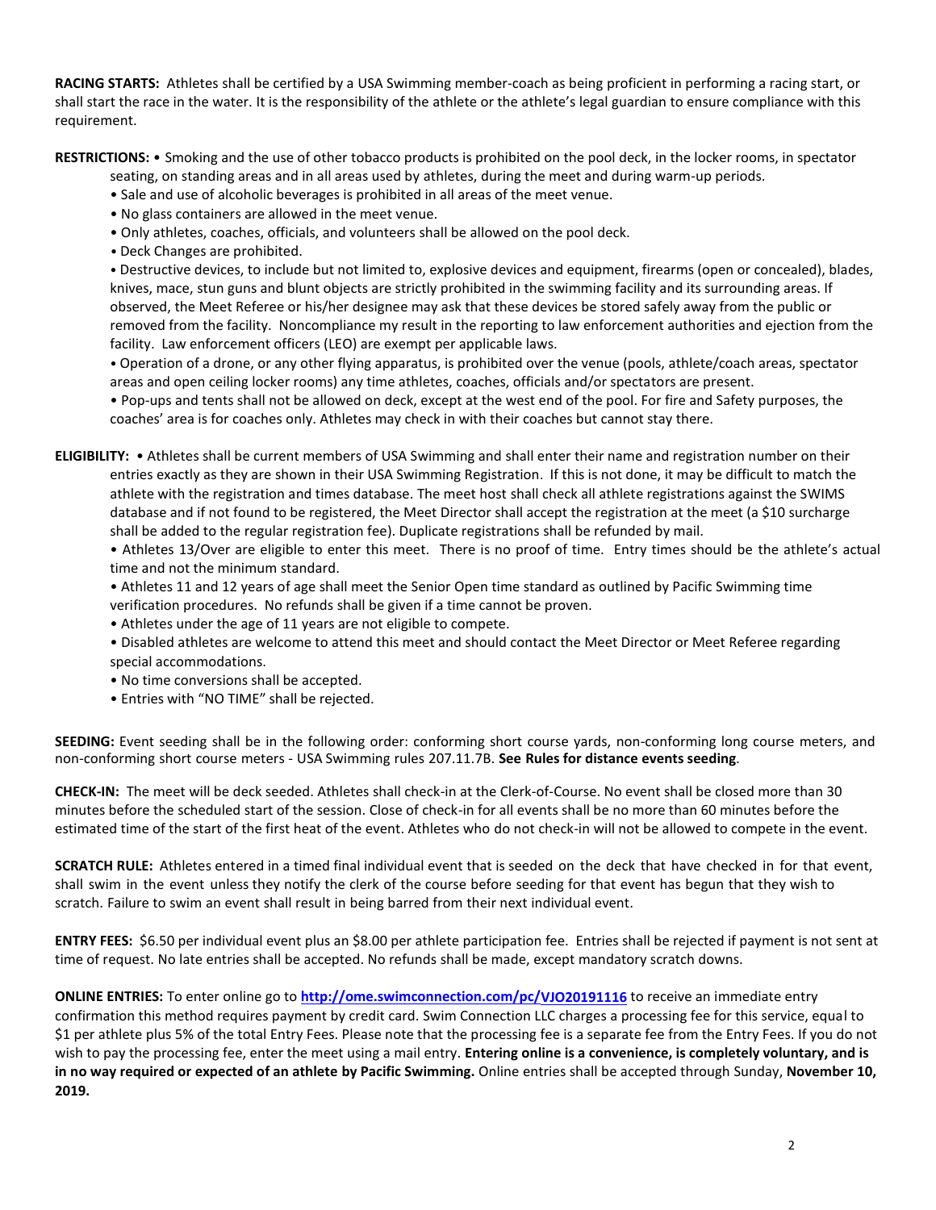**RACING STARTS:** Athletes shall be certified by a USA Swimming member-coach as being proficient in performing a racing start, or shall start the race in the water. It is the responsibility of the athlete or the athlete's legal guardian to ensure compliance with this requirement.

**RESTRICTIONS:** • Smoking and the use of other tobacco products is prohibited on the pool deck, in the locker rooms, in spectator seating, on standing areas and in all areas used by athletes, during the meet and during warm-up periods.

- Sale and use of alcoholic beverages is prohibited in all areas of the meet venue.
- No glass containers are allowed in the meet venue.
- Only athletes, coaches, officials, and volunteers shall be allowed on the pool deck.
- Deck Changes are prohibited.
- Destructive devices, to include but not limited to, explosive devices and equipment, firearms (open or concealed), blades, knives, mace, stun guns and blunt objects are strictly prohibited in the swimming facility and its surrounding areas. If observed, the Meet Referee or his/her designee may ask that these devices be stored safely away from the public or removed from the facility. Noncompliance my result in the reporting to law enforcement authorities and ejection from the facility. Law enforcement officers (LEO) are exempt per applicable laws.
- Operation of a drone, or any other flying apparatus, is prohibited over the venue (pools, athlete/coach areas, spectator areas and open ceiling locker rooms) any time athletes, coaches, officials and/or spectators are present.
- Pop-ups and tents shall not be allowed on deck, except at the west end of the pool. For fire and Safety purposes, the coaches' area is for coaches only. Athletes may check in with their coaches but cannot stay there.

**ELIGIBILITY:** • Athletes shall be current members of USA Swimming and shall enter their name and registration number on their entries exactly as they are shown in their USA Swimming Registration. If this is not done, it may be difficult to match the athlete with the registration and times database. The meet host shall check all athlete registrations against the SWIMS database and if not found to be registered, the Meet Director shall accept the registration at the meet (a $10 surcharge shall be added to the regular registration fee). Duplicate registrations shall be refunded by mail.

- Athletes 13/Over are eligible to enter this meet. There is no proof of time. Entry times should be the athlete's actual time and not the minimum standard.
- Athletes 11 and 12 years of age shall meet the Senior Open time standard as outlined by Pacific Swimming time verification procedures. No refunds shall be given if a time cannot be proven.
- Athletes under the age of 11 years are not eligible to compete.
- Disabled athletes are welcome to attend this meet and should contact the Meet Director or Meet Referee regarding special accommodations.
- No time conversions shall be accepted.
- Entries with "NO TIME" shall be rejected.

**SEEDING:** Event seeding shall be in the following order: conforming short course yards, non-conforming long course meters, and non-conforming short course meters - USA Swimming rules 207.11.7B. **See Rules for distance events seeding**.

**CHECK-IN:** The meet will be deck seeded. Athletes shall check-in at the Clerk-of-Course. No event shall be closed more than 30 minutes before the scheduled start of the session. Close of check-in for all events shall be no more than 60 minutes before the estimated time of the start of the first heat of the event. Athletes who do not check-in will not be allowed to compete in the event.

**SCRATCH RULE:** Athletes entered in a timed final individual event that is seeded on the deck that have checked in for that event, shall swim in the event unless they notify the clerk of the course before seeding for that event has begun that they wish to scratch. Failure to swim an event shall result in being barred from their next individual event.

**ENTRY FEES:** $6.50 per individual event plus an $8.00 per athlete participation fee. Entries shall be rejected if payment is not sent at time of request. No late entries shall be accepted. No refunds shall be made, except mandatory scratch downs.

**ONLINE ENTRIES:** To enter online go to **http://ome.swimconnection.com/pc/VJO20191116** to receive an immediate entry confirmation this method requires payment by credit card. Swim Connection LLC charges a processing fee for this service, equal to $1 per athlete plus 5% of the total Entry Fees. Please note that the processing fee is a separate fee from the Entry Fees. If you do not wish to pay the processing fee, enter the meet using a mail entry. **Entering online is a convenience, is completely voluntary, and is in no way required or expected of an athlete by Pacific Swimming.** Online entries shall be accepted through Sunday, **November 10, 2019.**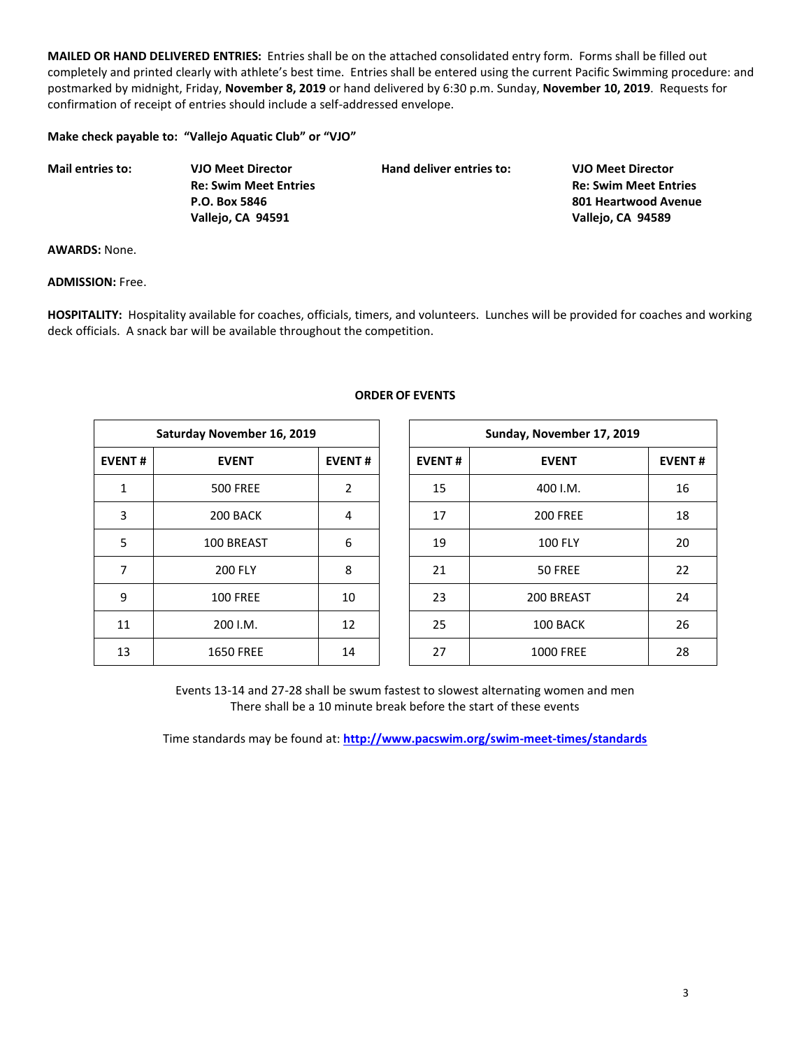**MAILED OR HAND DELIVERED ENTRIES:** Entries shall be on the attached consolidated entry form. Forms shall be filled out completely and printed clearly with athlete's best time. Entries shall be entered using the current Pacific Swimming procedure: and postmarked by midnight, Friday, **November 8, 2019** or hand delivered by 6:30 p.m. Sunday, **November 10, 2019**. Requests for confirmation of receipt of entries should include a self-addressed envelope.

**Make check payable to: "Vallejo Aquatic Club" or "VJO"**

**Mail entries to:**

**VJO Meet Director**
**Re: Swim Meet Entries**
**P.O. Box 5846**
**Vallejo, CA 94591**

**Hand deliver entries to:**

**VJO Meet Director**
**Re: Swim Meet Entries**
**801 Heartwood Avenue**
**Vallejo, CA 94589**

**AWARDS:** None.

**ADMISSION:** Free.

**HOSPITALITY:** Hospitality available for coaches, officials, timers, and volunteers. Lunches will be provided for coaches and working deck officials. A snack bar will be available throughout the competition.

**ORDER OF EVENTS**

| Saturday November 16, 2019 | | |
|---|---|---|
| **EVENT #** | **EVENT** | **EVENT #** |
| 1 | 500 FREE | 2 |
| 3 | 200 BACK | 4 |
| 5 | 100 BREAST | 6 |
| 7 | 200 FLY | 8 |
| 9 | 100 FREE | 10 |
| 11 | 200 I.M. | 12 |
| 13 | 1650 FREE | 14 |

| Sunday, November 17, 2019 | | |
|---|---|---|
| **EVENT #** | **EVENT** | **EVENT #** |
| 15 | 400 I.M. | 16 |
| 17 | 200 FREE | 18 |
| 19 | 100 FLY | 20 |
| 21 | 50 FREE | 22 |
| 23 | 200 BREAST | 24 |
| 25 | 100 BACK | 26 |
| 27 | 1000 FREE | 28 |

Events 13-14 and 27-28 shall be swum fastest to slowest alternating women and men
There shall be a 10 minute break before the start of these events

Time standards may be found at: **http://www.pacswim.org/swim-meet-times/standards**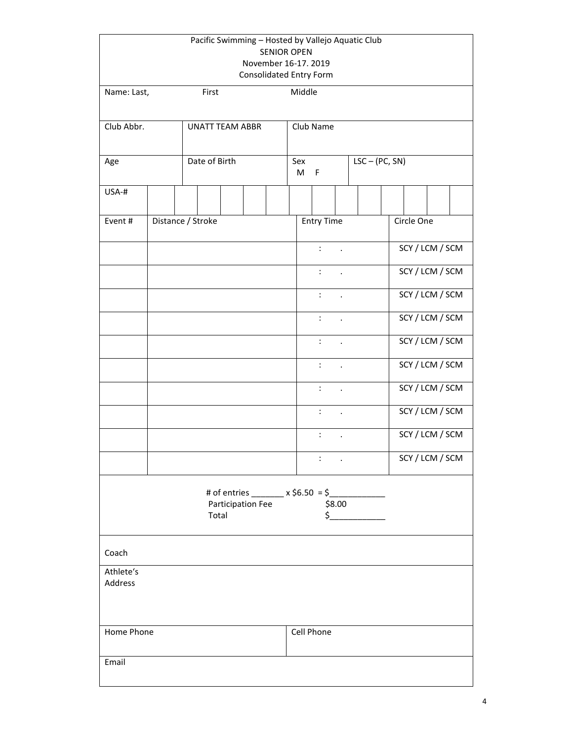Pacific Swimming – Hosted by Vallejo Aquatic Club
SENIOR OPEN
November 16-17. 2019
Consolidated Entry Form

| Name: Last, | First | Middle |
|---|---|---|
| | | |

| Club Abbr. | UNATT TEAM ABBR | Club Name |
|---|---|---|
| | | |

| Age | Date of Birth | Sex M F | LSC – (PC, SN) |
|---|---|---|---|
| | | | |

| USA-# | | | | | | | | | | | | | | |
|---|---|---|---|---|---|---|---|---|---|---|---|---|---|---|

| Event # | Distance / Stroke | Entry Time | Circle One |
|---|---|---|---|
| | | : . | SCY / LCM / SCM |
| | | : . | SCY / LCM / SCM |
| | | : . | SCY / LCM / SCM |
| | | : . | SCY / LCM / SCM |
| | | : . | SCY / LCM / SCM |
| | | : . | SCY / LCM / SCM |
| | | : . | SCY / LCM / SCM |
| | | : . | SCY / LCM / SCM |
| | | : . | SCY / LCM / SCM |
| | | : . | SCY / LCM / SCM |

# of entries _______ x $6.50 = $____________
Participation Fee $8.00
Total $____________

Coach

Athlete's Address

| Home Phone | Cell Phone |
|---|---|
| | |

Email